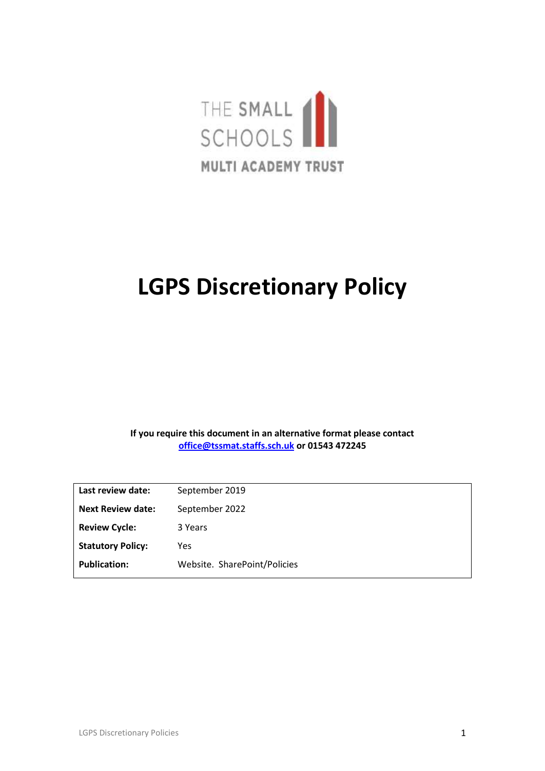THE SMALL SCHOOLS

MULTI ACADEMY TRUST

# LGPS Discretionary Policy

**If you require this document in an alternative format please contact [office@tssmat.staffs.sch.uk](mailto:office@tssmat.staffs.sch.uk) or 01543 472245**

| | |
|---|---|
| **Last review date:** | September 2019 |
| **Next Review date:** | September 2022 |
| **Review Cycle:** | 3 Years |
| **Statutory Policy:** | Yes |
| **Publication:** | Website. SharePoint/Policies |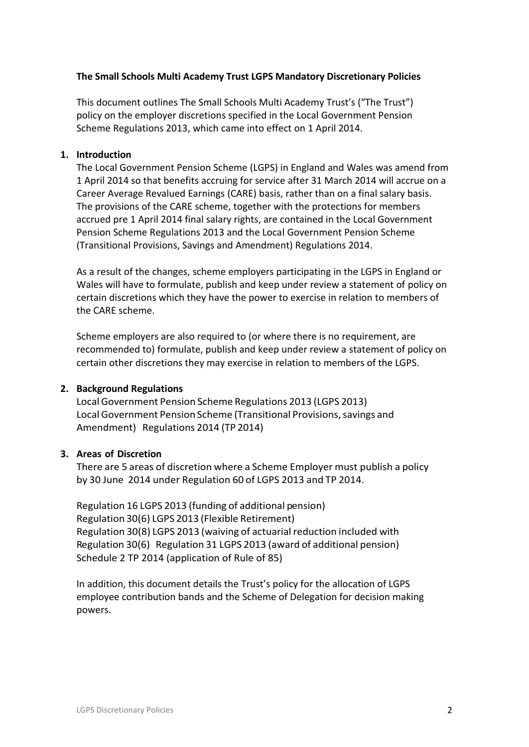**The Small Schools Multi Academy Trust LGPS Mandatory Discretionary Policies**

This document outlines The Small Schools Multi Academy Trust's ("The Trust") policy on the employer discretions specified in the Local Government Pension Scheme Regulations 2013, which came into effect on 1 April 2014.

## 1. Introduction

The Local Government Pension Scheme (LGPS) in England and Wales was amend from 1 April 2014 so that benefits accruing for service after 31 March 2014 will accrue on a Career Average Revalued Earnings (CARE) basis, rather than on a final salary basis. The provisions of the CARE scheme, together with the protections for members accrued pre 1 April 2014 final salary rights, are contained in the Local Government Pension Scheme Regulations 2013 and the Local Government Pension Scheme (Transitional Provisions, Savings and Amendment) Regulations 2014.

As a result of the changes, scheme employers participating in the LGPS in England or Wales will have to formulate, publish and keep under review a statement of policy on certain discretions which they have the power to exercise in relation to members of the CARE scheme.

Scheme employers are also required to (or where there is no requirement, are recommended to) formulate, publish and keep under review a statement of policy on certain other discretions they may exercise in relation to members of the LGPS.

## 2. Background Regulations

Local Government Pension Scheme Regulations 2013 (LGPS 2013)
Local Government Pension Scheme (Transitional Provisions, savings and Amendment) Regulations 2014 (TP 2014)

## 3. Areas of Discretion

There are 5 areas of discretion where a Scheme Employer must publish a policy by 30 June 2014 under Regulation 60 of LGPS 2013 and TP 2014.

Regulation 16 LGPS 2013 (funding of additional pension)
Regulation 30(6) LGPS 2013 (Flexible Retirement)
Regulation 30(8) LGPS 2013 (waiving of actuarial reduction included with Regulation 30(6) Regulation 31 LGPS 2013 (award of additional pension)
Schedule 2 TP 2014 (application of Rule of 85)

In addition, this document details the Trust's policy for the allocation of LGPS employee contribution bands and the Scheme of Delegation for decision making powers.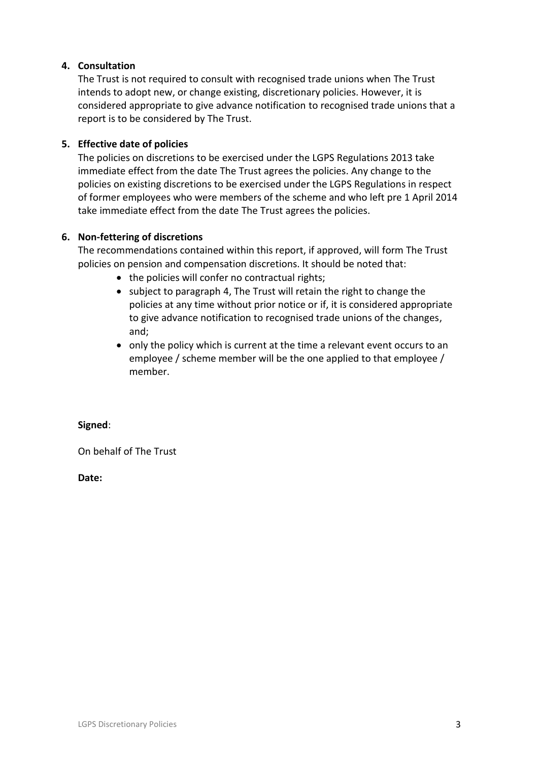**4. Consultation**

The Trust is not required to consult with recognised trade unions when The Trust intends to adopt new, or change existing, discretionary policies. However, it is considered appropriate to give advance notification to recognised trade unions that a report is to be considered by The Trust.

**5. Effective date of policies**

The policies on discretions to be exercised under the LGPS Regulations 2013 take immediate effect from the date The Trust agrees the policies. Any change to the policies on existing discretions to be exercised under the LGPS Regulations in respect of former employees who were members of the scheme and who left pre 1 April 2014 take immediate effect from the date The Trust agrees the policies.

**6. Non-fettering of discretions**

The recommendations contained within this report, if approved, will form The Trust policies on pension and compensation discretions. It should be noted that:

- the policies will confer no contractual rights;
- subject to paragraph 4, The Trust will retain the right to change the policies at any time without prior notice or if, it is considered appropriate to give advance notification to recognised trade unions of the changes, and;
- only the policy which is current at the time a relevant event occurs to an employee / scheme member will be the one applied to that employee / member.

**Signed**:

On behalf of The Trust

**Date:**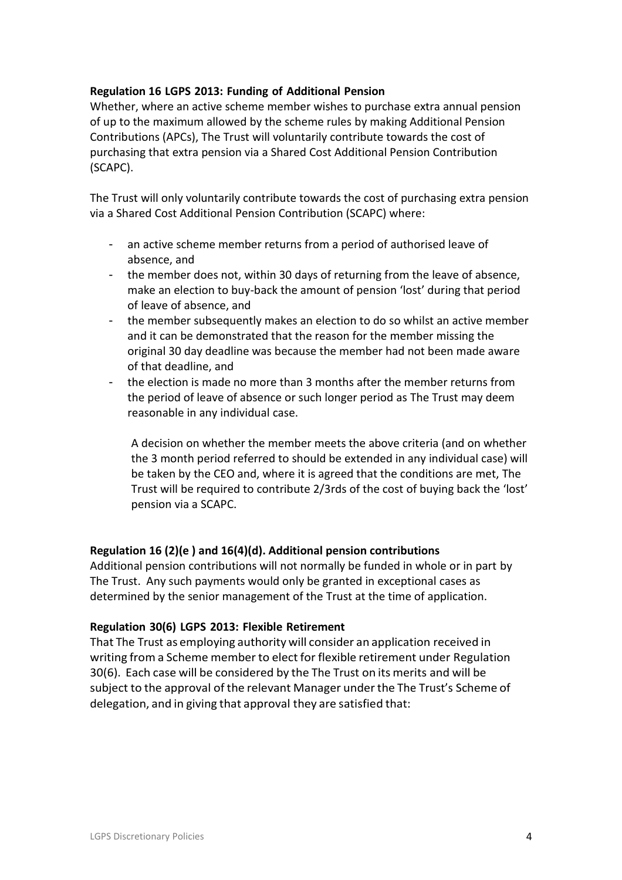**Regulation 16 LGPS 2013: Funding of Additional Pension**

Whether, where an active scheme member wishes to purchase extra annual pension of up to the maximum allowed by the scheme rules by making Additional Pension Contributions (APCs), The Trust will voluntarily contribute towards the cost of purchasing that extra pension via a Shared Cost Additional Pension Contribution (SCAPC).

The Trust will only voluntarily contribute towards the cost of purchasing extra pension via a Shared Cost Additional Pension Contribution (SCAPC) where:

- an active scheme member returns from a period of authorised leave of absence, and
- the member does not, within 30 days of returning from the leave of absence, make an election to buy-back the amount of pension 'lost' during that period of leave of absence, and
- the member subsequently makes an election to do so whilst an active member and it can be demonstrated that the reason for the member missing the original 30 day deadline was because the member had not been made aware of that deadline, and
- the election is made no more than 3 months after the member returns from the period of leave of absence or such longer period as The Trust may deem reasonable in any individual case.

  A decision on whether the member meets the above criteria (and on whether the 3 month period referred to should be extended in any individual case) will be taken by the CEO and, where it is agreed that the conditions are met, The Trust will be required to contribute 2/3rds of the cost of buying back the 'lost' pension via a SCAPC.

**Regulation 16 (2)(e ) and 16(4)(d). Additional pension contributions**

Additional pension contributions will not normally be funded in whole or in part by The Trust. Any such payments would only be granted in exceptional cases as determined by the senior management of the Trust at the time of application.

**Regulation 30(6) LGPS 2013: Flexible Retirement**

That The Trust as employing authority will consider an application received in writing from a Scheme member to elect for flexible retirement under Regulation 30(6). Each case will be considered by the The Trust on its merits and will be subject to the approval of the relevant Manager under the The Trust's Scheme of delegation, and in giving that approval they are satisfied that: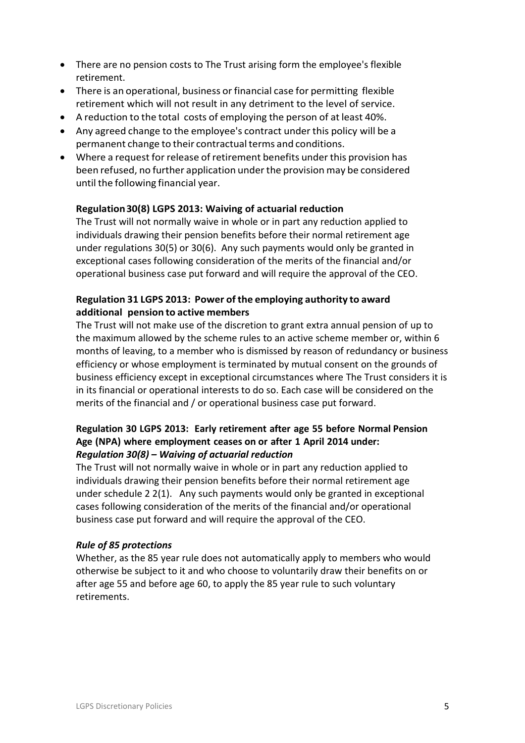- There are no pension costs to The Trust arising form the employee's flexible retirement.
- There is an operational, business or financial case for permitting flexible retirement which will not result in any detriment to the level of service.
- A reduction to the total costs of employing the person of at least 40%.
- Any agreed change to the employee's contract under this policy will be a permanent change to their contractual terms and conditions.
- Where a request for release of retirement benefits under this provision has been refused, no further application under the provision may be considered until the following financial year.

**Regulation 30(8) LGPS 2013: Waiving of actuarial reduction**

The Trust will not normally waive in whole or in part any reduction applied to individuals drawing their pension benefits before their normal retirement age under regulations 30(5) or 30(6). Any such payments would only be granted in exceptional cases following consideration of the merits of the financial and/or operational business case put forward and will require the approval of the CEO.

**Regulation 31 LGPS 2013: Power of the employing authority to award additional pension to active members**

The Trust will not make use of the discretion to grant extra annual pension of up to the maximum allowed by the scheme rules to an active scheme member or, within 6 months of leaving, to a member who is dismissed by reason of redundancy or business efficiency or whose employment is terminated by mutual consent on the grounds of business efficiency except in exceptional circumstances where The Trust considers it is in its financial or operational interests to do so. Each case will be considered on the merits of the financial and / or operational business case put forward.

**Regulation 30 LGPS 2013: Early retirement after age 55 before Normal Pension Age (NPA) where employment ceases on or after 1 April 2014 under:**
***Regulation 30(8) – Waiving of actuarial reduction***

The Trust will not normally waive in whole or in part any reduction applied to individuals drawing their pension benefits before their normal retirement age under schedule 2 2(1). Any such payments would only be granted in exceptional cases following consideration of the merits of the financial and/or operational business case put forward and will require the approval of the CEO.

***Rule of 85 protections***

Whether, as the 85 year rule does not automatically apply to members who would otherwise be subject to it and who choose to voluntarily draw their benefits on or after age 55 and before age 60, to apply the 85 year rule to such voluntary retirements.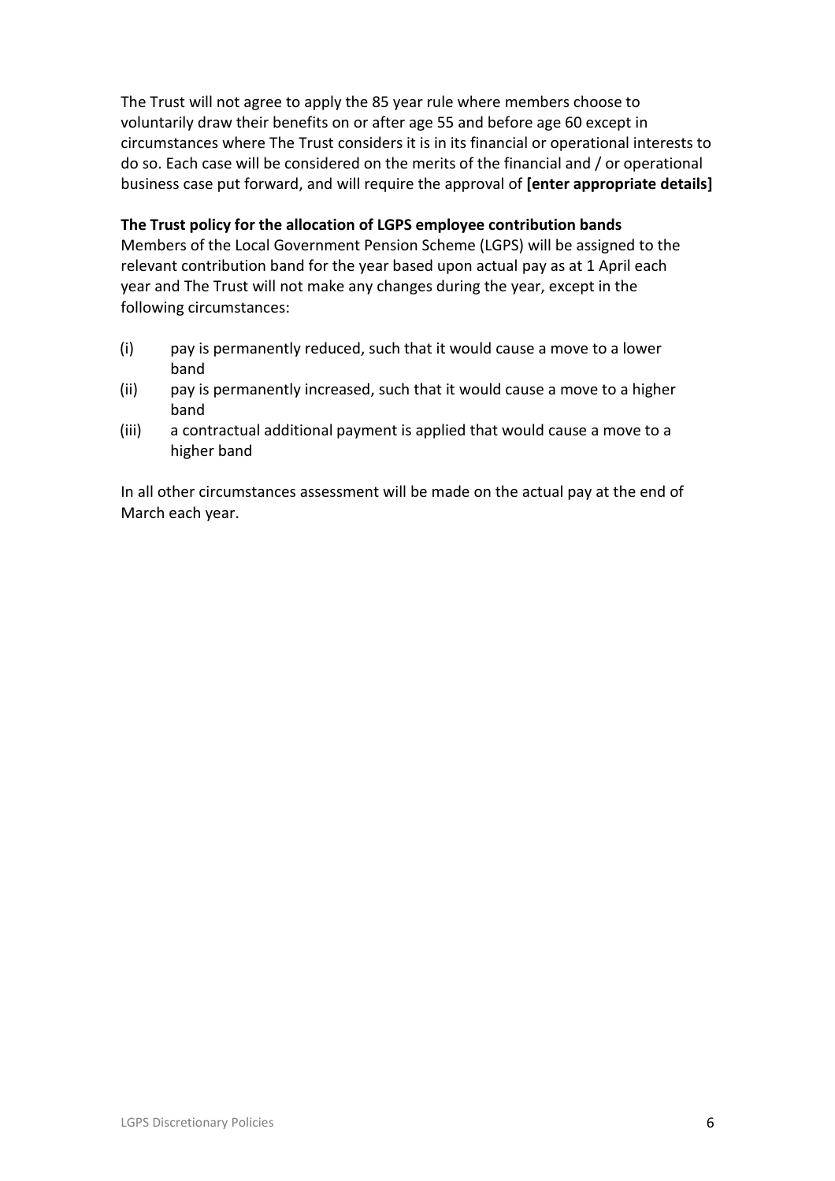The Trust will not agree to apply the 85 year rule where members choose to voluntarily draw their benefits on or after age 55 and before age 60 except in circumstances where The Trust considers it is in its financial or operational interests to do so. Each case will be considered on the merits of the financial and / or operational business case put forward, and will require the approval of **[enter appropriate details]**

**The Trust policy for the allocation of LGPS employee contribution bands**

Members of the Local Government Pension Scheme (LGPS) will be assigned to the relevant contribution band for the year based upon actual pay as at 1 April each year and The Trust will not make any changes during the year, except in the following circumstances:

(i) pay is permanently reduced, such that it would cause a move to a lower band

(ii) pay is permanently increased, such that it would cause a move to a higher band

(iii) a contractual additional payment is applied that would cause a move to a higher band

In all other circumstances assessment will be made on the actual pay at the end of March each year.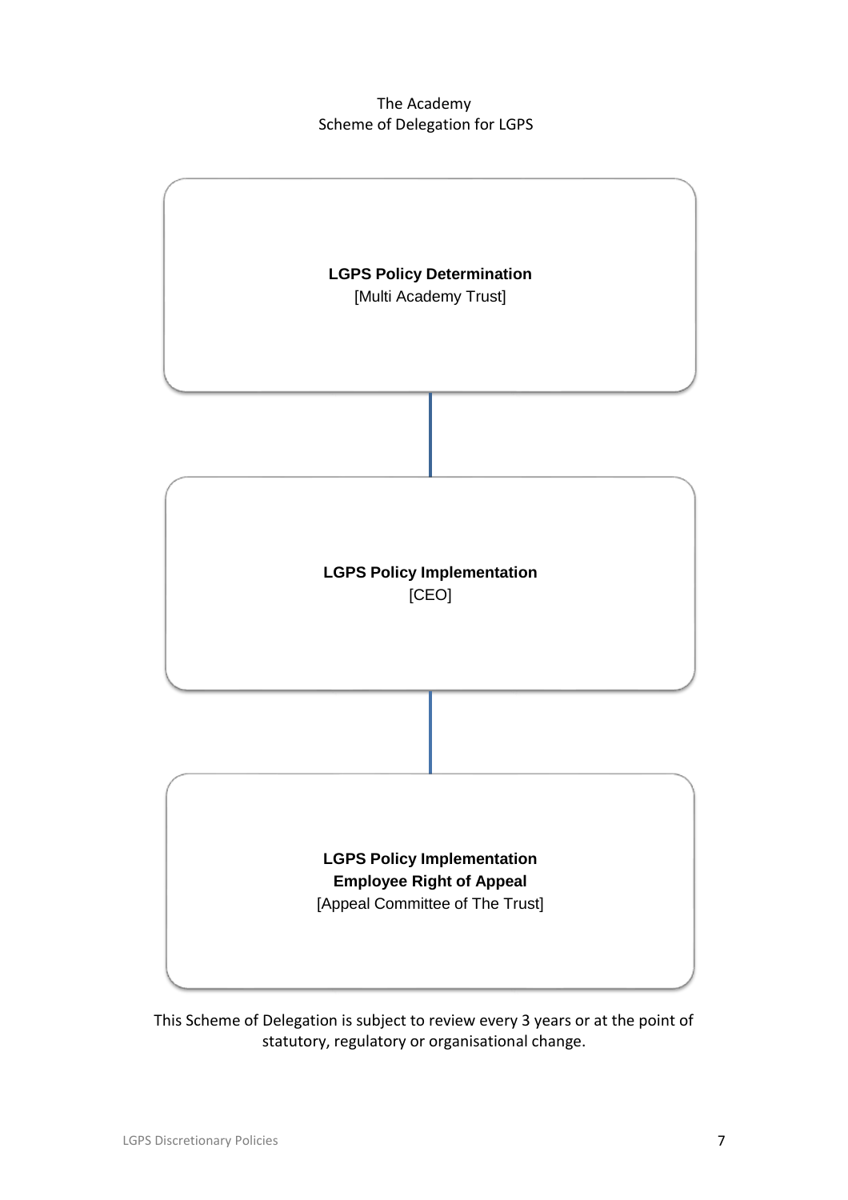The Academy
Scheme of Delegation for LGPS

**LGPS Policy Determination**
[Multi Academy Trust]

**LGPS Policy Implementation**
[CEO]

**LGPS Policy Implementation**
**Employee Right of Appeal**
[Appeal Committee of The Trust]

This Scheme of Delegation is subject to review every 3 years or at the point of statutory, regulatory or organisational change.